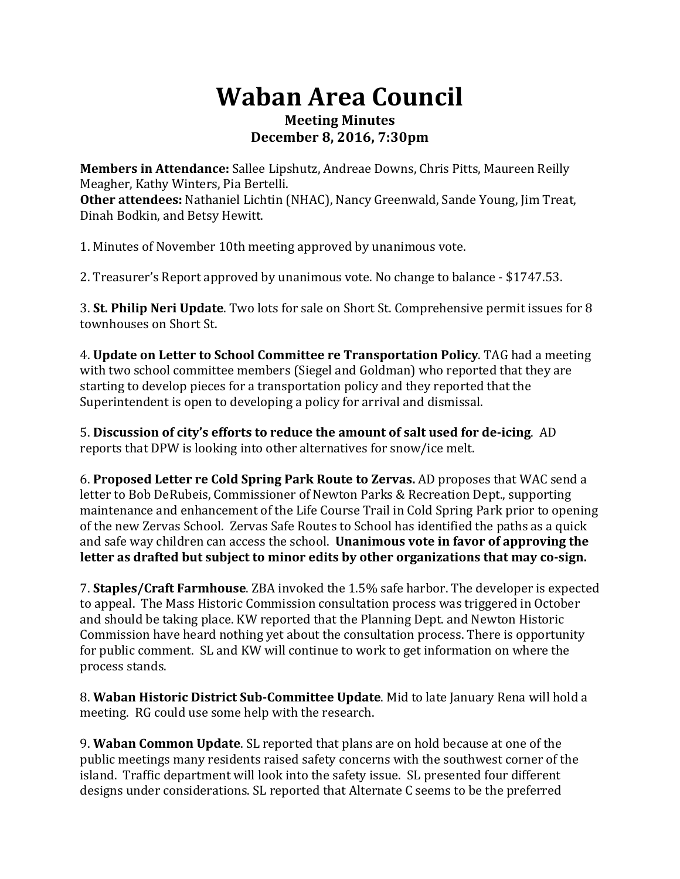# Waban Area Council

**Meeting Minutes**
**December 8, 2016, 7:30pm**

**Members in Attendance:** Sallee Lipshutz, Andreae Downs, Chris Pitts, Maureen Reilly Meagher, Kathy Winters, Pia Bertelli.
**Other attendees:** Nathaniel Lichtin (NHAC), Nancy Greenwald, Sande Young, Jim Treat, Dinah Bodkin, and Betsy Hewitt.

1. Minutes of November 10th meeting approved by unanimous vote.

2. Treasurer's Report approved by unanimous vote. No change to balance - $1747.53.

3. **St. Philip Neri Update**. Two lots for sale on Short St. Comprehensive permit issues for 8 townhouses on Short St.

4. **Update on Letter to School Committee re Transportation Policy**. TAG had a meeting with two school committee members (Siegel and Goldman) who reported that they are starting to develop pieces for a transportation policy and they reported that the Superintendent is open to developing a policy for arrival and dismissal.

5. **Discussion of city's efforts to reduce the amount of salt used for de-icing**. AD reports that DPW is looking into other alternatives for snow/ice melt.

6. **Proposed Letter re Cold Spring Park Route to Zervas.** AD proposes that WAC send a letter to Bob DeRubeis, Commissioner of Newton Parks & Recreation Dept., supporting maintenance and enhancement of the Life Course Trail in Cold Spring Park prior to opening of the new Zervas School. Zervas Safe Routes to School has identified the paths as a quick and safe way children can access the school. **Unanimous vote in favor of approving the letter as drafted but subject to minor edits by other organizations that may co-sign.**

7. **Staples/Craft Farmhouse**. ZBA invoked the 1.5% safe harbor. The developer is expected to appeal. The Mass Historic Commission consultation process was triggered in October and should be taking place. KW reported that the Planning Dept. and Newton Historic Commission have heard nothing yet about the consultation process. There is opportunity for public comment. SL and KW will continue to work to get information on where the process stands.

8. **Waban Historic District Sub-Committee Update**. Mid to late January Rena will hold a meeting. RG could use some help with the research.

9. **Waban Common Update**. SL reported that plans are on hold because at one of the public meetings many residents raised safety concerns with the southwest corner of the island. Traffic department will look into the safety issue. SL presented four different designs under considerations. SL reported that Alternate C seems to be the preferred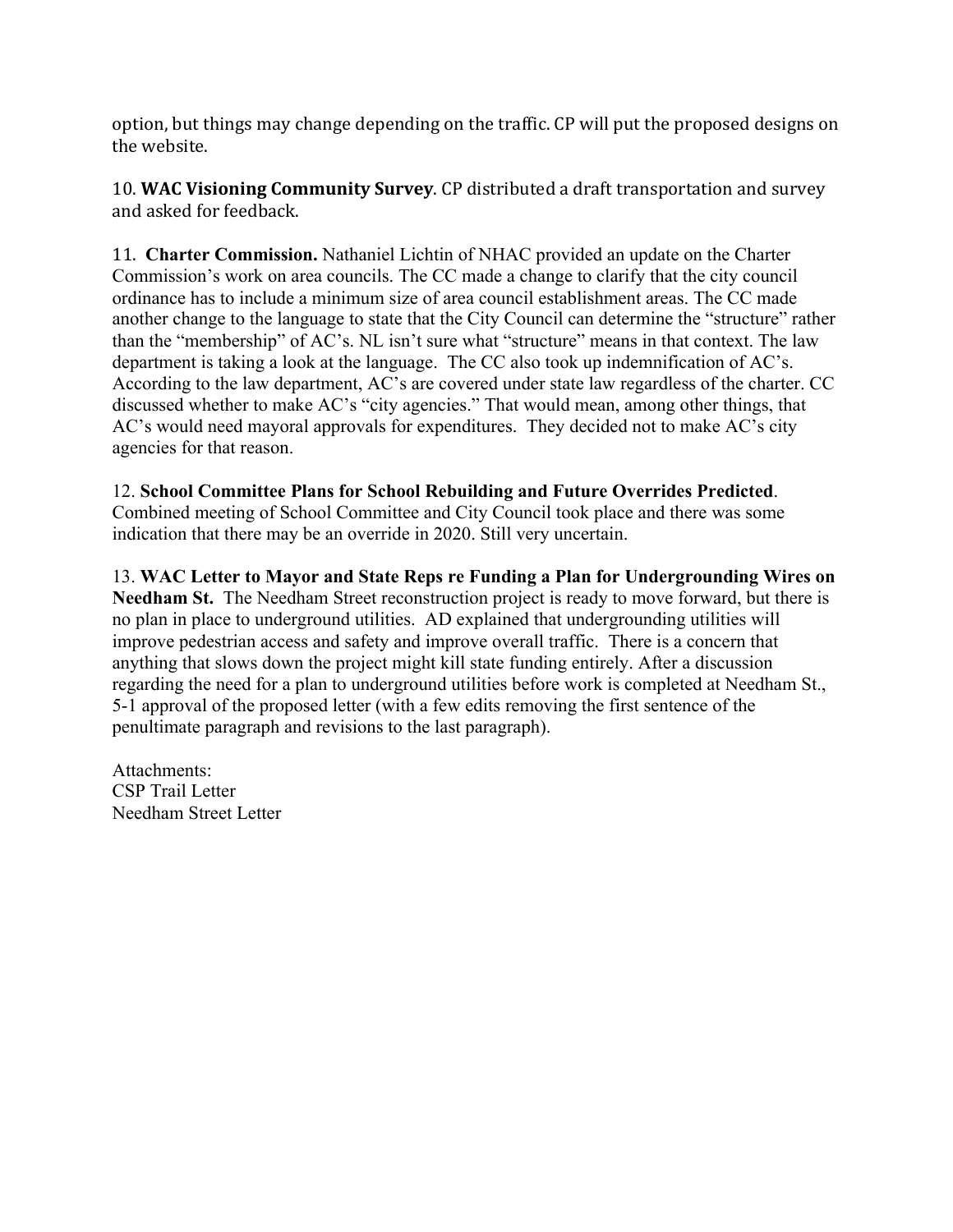option, but things may change depending on the traffic. CP will put the proposed designs on the website.

10. **WAC Visioning Community Survey**. CP distributed a draft transportation and survey and asked for feedback.

11. **Charter Commission.** Nathaniel Lichtin of NHAC provided an update on the Charter Commission's work on area councils. The CC made a change to clarify that the city council ordinance has to include a minimum size of area council establishment areas. The CC made another change to the language to state that the City Council can determine the "structure" rather than the "membership" of AC's. NL isn't sure what "structure" means in that context. The law department is taking a look at the language. The CC also took up indemnification of AC's. According to the law department, AC's are covered under state law regardless of the charter. CC discussed whether to make AC's "city agencies." That would mean, among other things, that AC's would need mayoral approvals for expenditures. They decided not to make AC's city agencies for that reason.

12. **School Committee Plans for School Rebuilding and Future Overrides Predicted**. Combined meeting of School Committee and City Council took place and there was some indication that there may be an override in 2020. Still very uncertain.

13. **WAC Letter to Mayor and State Reps re Funding a Plan for Undergrounding Wires on Needham St.** The Needham Street reconstruction project is ready to move forward, but there is no plan in place to underground utilities. AD explained that undergrounding utilities will improve pedestrian access and safety and improve overall traffic. There is a concern that anything that slows down the project might kill state funding entirely. After a discussion regarding the need for a plan to underground utilities before work is completed at Needham St., 5-1 approval of the proposed letter (with a few edits removing the first sentence of the penultimate paragraph and revisions to the last paragraph).

Attachments:
CSP Trail Letter
Needham Street Letter